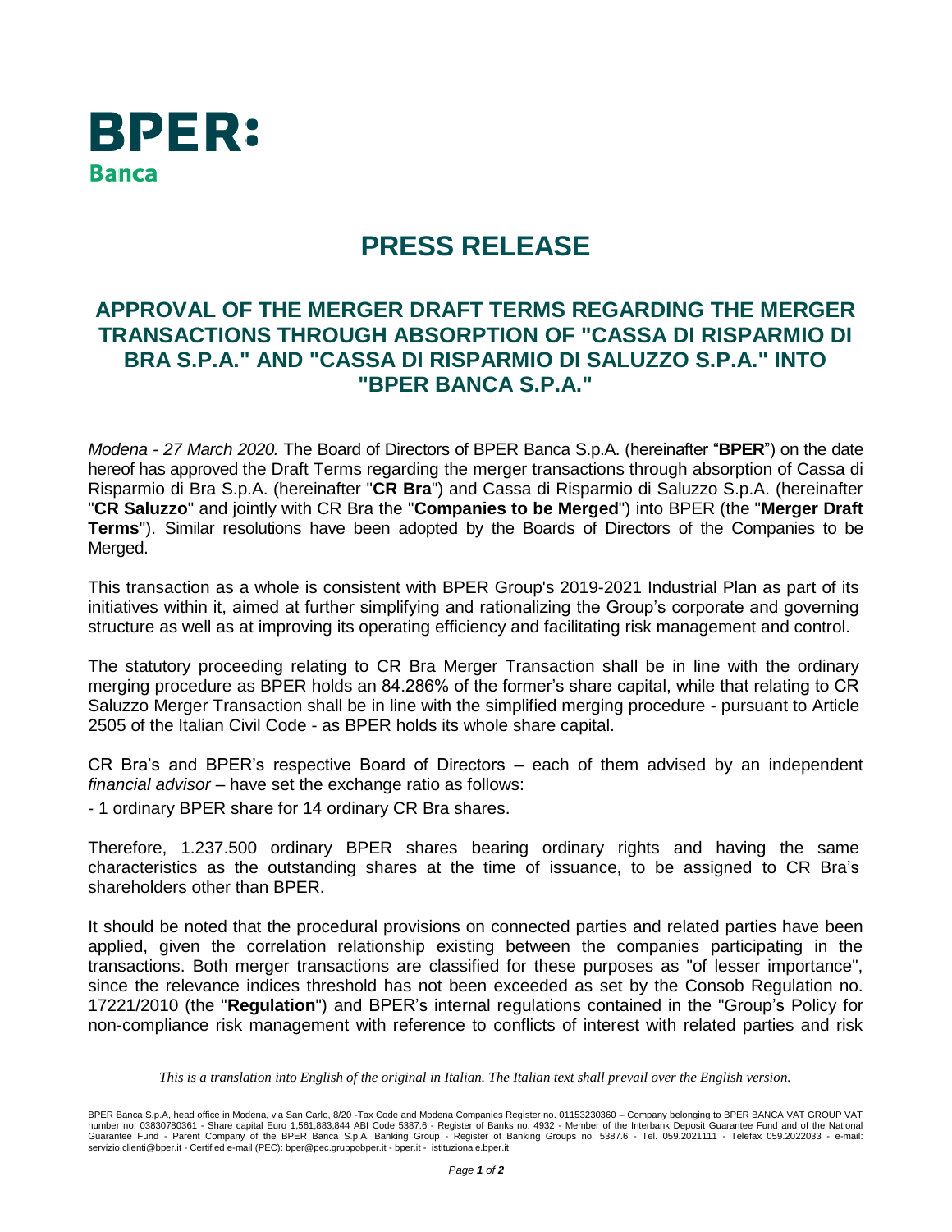**BPER:**
**Banca**

# PRESS RELEASE

## APPROVAL OF THE MERGER DRAFT TERMS REGARDING THE MERGER TRANSACTIONS THROUGH ABSORPTION OF "CASSA DI RISPARMIO DI BRA S.P.A." AND "CASSA DI RISPARMIO DI SALUZZO S.P.A." INTO "BPER BANCA S.P.A."

*Modena - 27 March 2020.* The Board of Directors of BPER Banca S.p.A. (hereinafter "**BPER**") on the date hereof has approved the Draft Terms regarding the merger transactions through absorption of Cassa di Risparmio di Bra S.p.A. (hereinafter "**CR Bra**") and Cassa di Risparmio di Saluzzo S.p.A. (hereinafter "**CR Saluzzo**" and jointly with CR Bra the "**Companies to be Merged**") into BPER (the "**Merger Draft Terms**"). Similar resolutions have been adopted by the Boards of Directors of the Companies to be Merged.

This transaction as a whole is consistent with BPER Group's 2019-2021 Industrial Plan as part of its initiatives within it, aimed at further simplifying and rationalizing the Group's corporate and governing structure as well as at improving its operating efficiency and facilitating risk management and control.

The statutory proceeding relating to CR Bra Merger Transaction shall be in line with the ordinary merging procedure as BPER holds an 84.286% of the former's share capital, while that relating to CR Saluzzo Merger Transaction shall be in line with the simplified merging procedure - pursuant to Article 2505 of the Italian Civil Code - as BPER holds its whole share capital.

CR Bra's and BPER's respective Board of Directors – each of them advised by an independent *financial advisor* – have set the exchange ratio as follows:

- 1 ordinary BPER share for 14 ordinary CR Bra shares.

Therefore, 1.237.500 ordinary BPER shares bearing ordinary rights and having the same characteristics as the outstanding shares at the time of issuance, to be assigned to CR Bra's shareholders other than BPER.

It should be noted that the procedural provisions on connected parties and related parties have been applied, given the correlation relationship existing between the companies participating in the transactions. Both merger transactions are classified for these purposes as "of lesser importance", since the relevance indices threshold has not been exceeded as set by the Consob Regulation no. 17221/2010 (the "**Regulation**") and BPER's internal regulations contained in the "Group's Policy for non-compliance risk management with reference to conflicts of interest with related parties and risk

*This is a translation into English of the original in Italian. The Italian text shall prevail over the English version.*

BPER Banca S.p.A, head office in Modena, via San Carlo, 8/20 -Tax Code and Modena Companies Register no. 01153230360 – Company belonging to BPER BANCA VAT GROUP VAT number no. 03830780361 - Share capital Euro 1,561,883,844 ABI Code 5387.6 - Register of Banks no. 4932 - Member of the Interbank Deposit Guarantee Fund and of the National Guarantee Fund - Parent Company of the BPER Banca S.p.A. Banking Group - Register of Banking Groups no. 5387.6 - Tel. 059.2021111 - Telefax 059.2022033 - e-mail: servizio.clienti@bper.it - Certified e-mail (PEC): bper@pec.gruppobper.it - bper.it - istituzionale.bper.it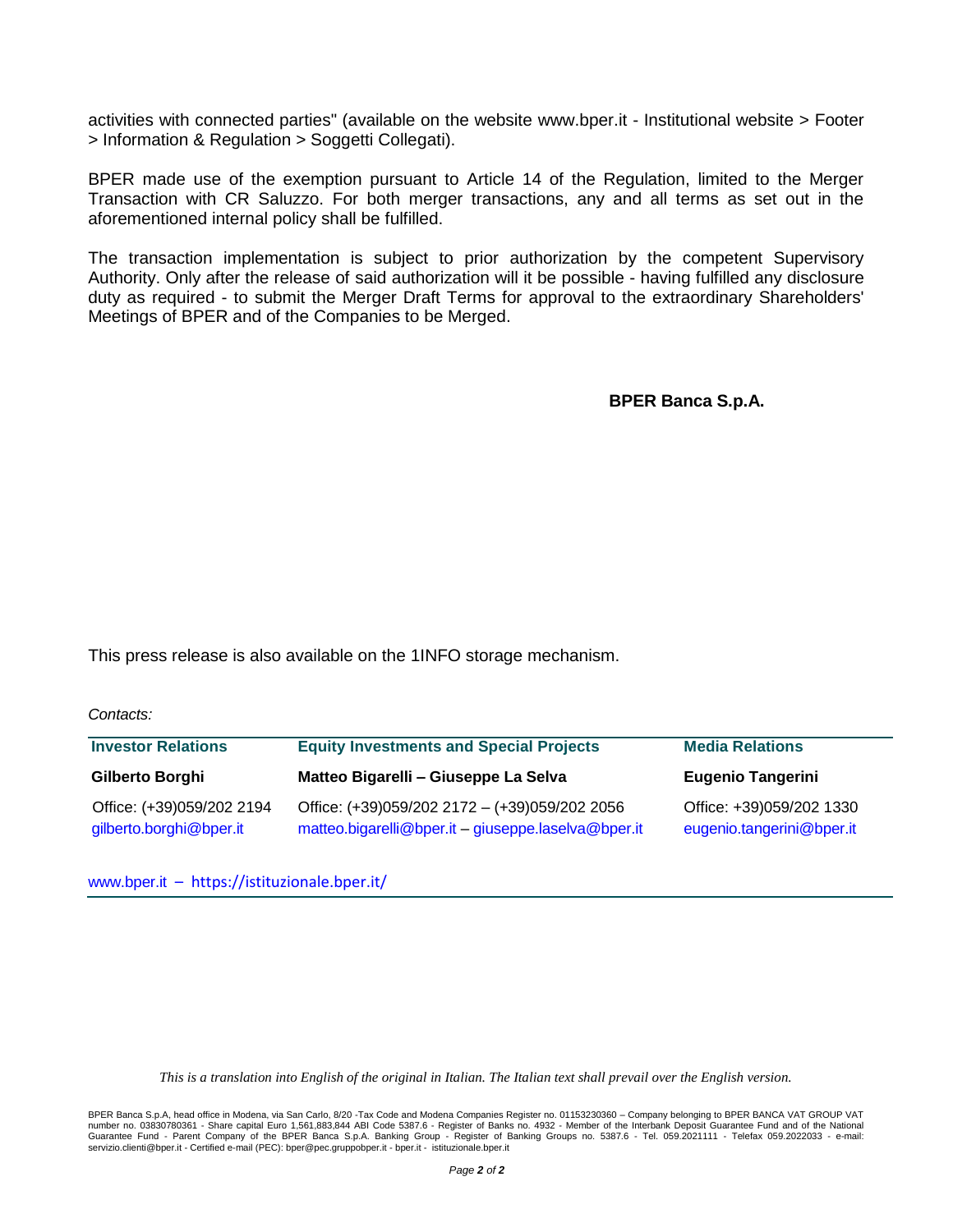activities with connected parties" (available on the website www.bper.it - Institutional website > Footer > Information & Regulation > Soggetti Collegati).

BPER made use of the exemption pursuant to Article 14 of the Regulation, limited to the Merger Transaction with CR Saluzzo. For both merger transactions, any and all terms as set out in the aforementioned internal policy shall be fulfilled.

The transaction implementation is subject to prior authorization by the competent Supervisory Authority. Only after the release of said authorization will it be possible - having fulfilled any disclosure duty as required - to submit the Merger Draft Terms for approval to the extraordinary Shareholders' Meetings of BPER and of the Companies to be Merged.

**BPER Banca S.p.A.**

This press release is also available on the 1INFO storage mechanism.

*Contacts:*

| **Investor Relations** | **Equity Investments and Special Projects** | **Media Relations** |
|---|---|---|
| **Gilberto Borghi** | **Matteo Bigarelli – Giuseppe La Selva** | **Eugenio Tangerini** |
| Office: (+39)059/202 2194<br>gilberto.borghi@bper.it | Office: (+39)059/202 2172 – (+39)059/202 2056<br>matteo.bigarelli@bper.it – giuseppe.laselva@bper.it | Office: +39)059/202 1330<br>eugenio.tangerini@bper.it |

www.bper.it – https://istituzionale.bper.it/

*This is a translation into English of the original in Italian. The Italian text shall prevail over the English version.*

BPER Banca S.p.A, head office in Modena, via San Carlo, 8/20 -Tax Code and Modena Companies Register no. 01153230360 – Company belonging to BPER BANCA VAT GROUP VAT number no. 03830780361 - Share capital Euro 1,561,883,844 ABI Code 5387.6 - Register of Banks no. 4932 - Member of the Interbank Deposit Guarantee Fund and of the National Guarantee Fund - Parent Company of the BPER Banca S.p.A. Banking Group - Register of Banking Groups no. 5387.6 - Tel. 059.2021111 - Telefax 059.2022033 - e-mail: servizio.clienti@bper.it - Certified e-mail (PEC): bper@pec.gruppobper.it - bper.it - istituzionale.bper.it